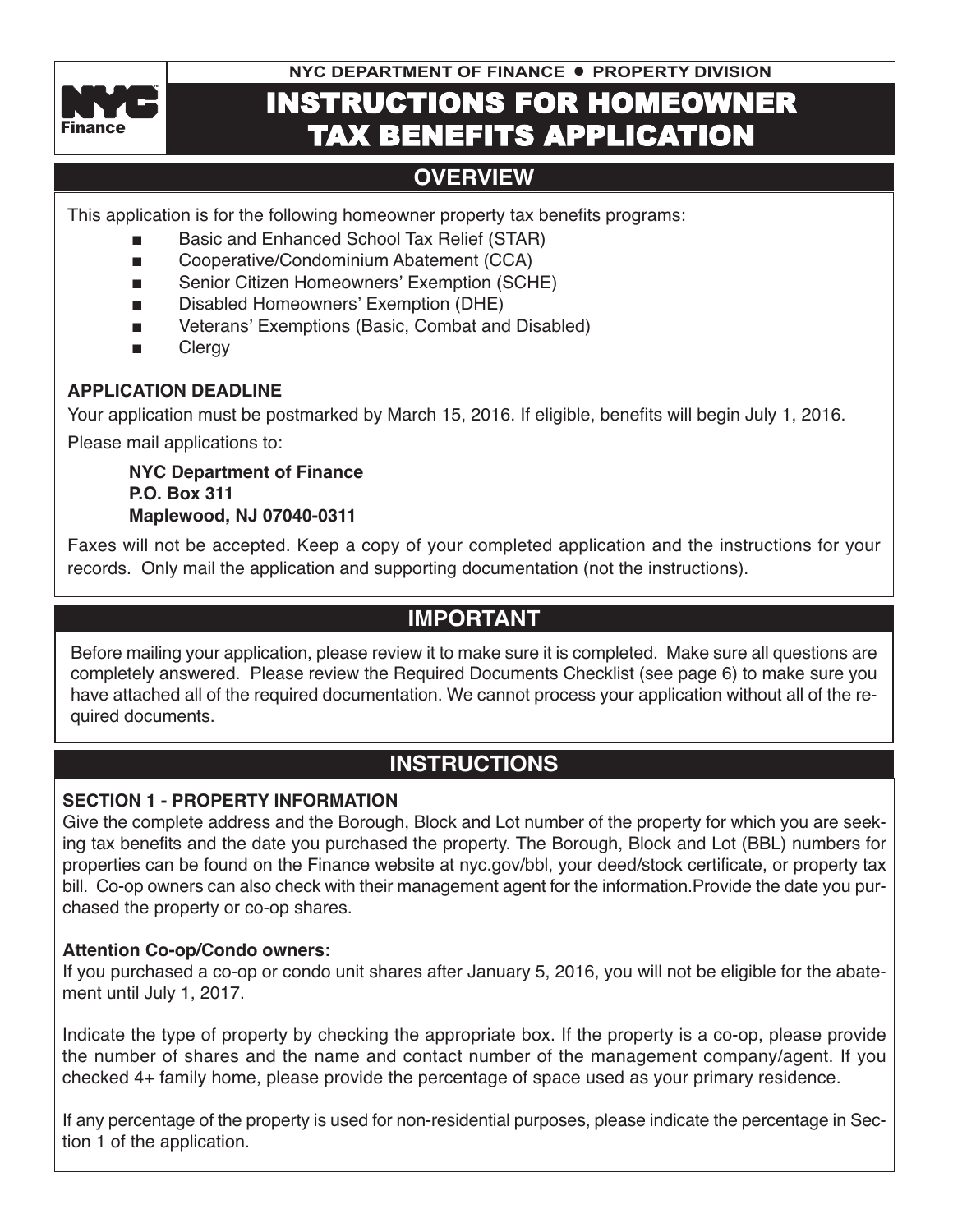NYC DEPARTMENT OF FINANCE ● PROPERTY DIVISION

NYC Finance

# INSTRUCTIONS FOR HOMEOWNER TAX BENEFITS APPLICATION

## OVERVIEW

This application is for the following homeowner property tax benefits programs:

- Basic and Enhanced School Tax Relief (STAR)
- Cooperative/Condominium Abatement (CCA)
- Senior Citizen Homeowners' Exemption (SCHE)
- Disabled Homeowners' Exemption (DHE)
- Veterans' Exemptions (Basic, Combat and Disabled)
- Clergy

**APPLICATION DEADLINE**

Your application must be postmarked by March 15, 2016. If eligible, benefits will begin July 1, 2016.

Please mail applications to:

**NYC Department of Finance**
**P.O. Box 311**
**Maplewood, NJ 07040-0311**

Faxes will not be accepted. Keep a copy of your completed application and the instructions for your records. Only mail the application and supporting documentation (not the instructions).

## IMPORTANT

Before mailing your application, please review it to make sure it is completed. Make sure all questions are completely answered. Please review the Required Documents Checklist (see page 6) to make sure you have attached all of the required documentation. We cannot process your application without all of the required documents.

## INSTRUCTIONS

**SECTION 1 - PROPERTY INFORMATION**

Give the complete address and the Borough, Block and Lot number of the property for which you are seeking tax benefits and the date you purchased the property. The Borough, Block and Lot (BBL) numbers for properties can be found on the Finance website at nyc.gov/bbl, your deed/stock certificate, or property tax bill. Co-op owners can also check with their management agent for the information.Provide the date you purchased the property or co-op shares.

**Attention Co-op/Condo owners:**

If you purchased a co-op or condo unit shares after January 5, 2016, you will not be eligible for the abatement until July 1, 2017.

Indicate the type of property by checking the appropriate box. If the property is a co-op, please provide the number of shares and the name and contact number of the management company/agent. If you checked 4+ family home, please provide the percentage of space used as your primary residence.

If any percentage of the property is used for non-residential purposes, please indicate the percentage in Section 1 of the application.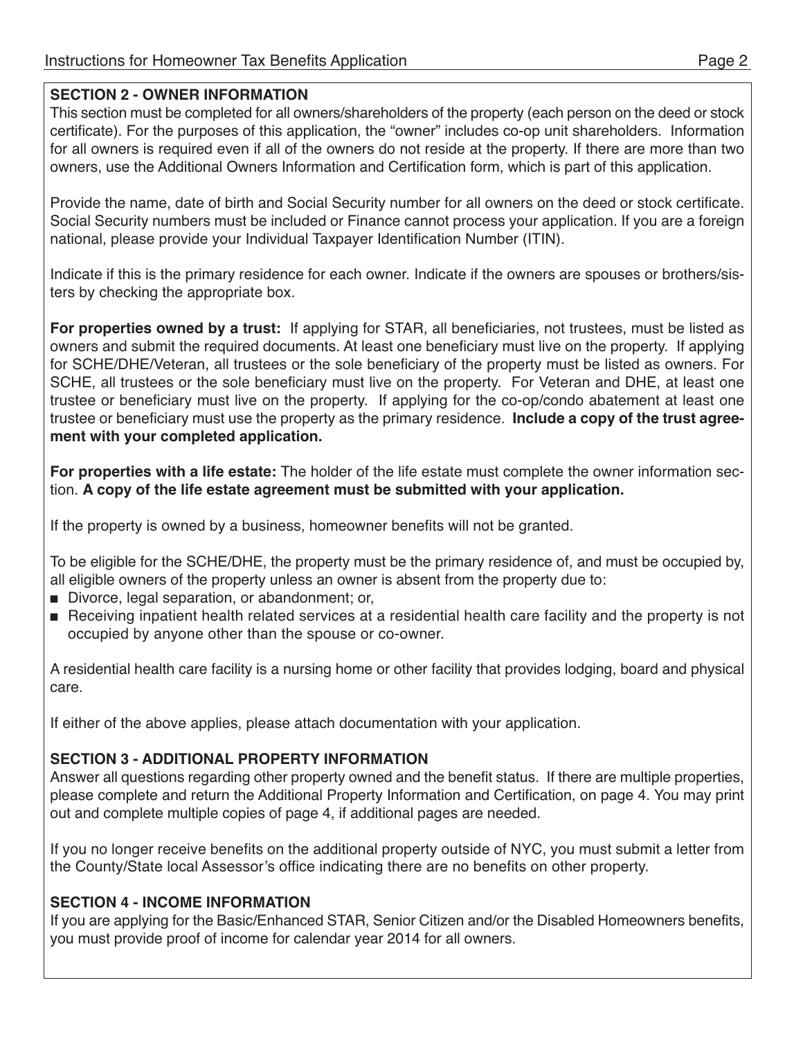## SECTION 2 - OWNER INFORMATION

This section must be completed for all owners/shareholders of the property (each person on the deed or stock certificate). For the purposes of this application, the "owner" includes co-op unit shareholders. Information for all owners is required even if all of the owners do not reside at the property. If there are more than two owners, use the Additional Owners Information and Certification form, which is part of this application.

Provide the name, date of birth and Social Security number for all owners on the deed or stock certificate. Social Security numbers must be included or Finance cannot process your application. If you are a foreign national, please provide your Individual Taxpayer Identification Number (ITIN).

Indicate if this is the primary residence for each owner. Indicate if the owners are spouses or brothers/sisters by checking the appropriate box.

**For properties owned by a trust:** If applying for STAR, all beneficiaries, not trustees, must be listed as owners and submit the required documents. At least one beneficiary must live on the property. If applying for SCHE/DHE/Veteran, all trustees or the sole beneficiary of the property must be listed as owners. For SCHE, all trustees or the sole beneficiary must live on the property. For Veteran and DHE, at least one trustee or beneficiary must live on the property. If applying for the co-op/condo abatement at least one trustee or beneficiary must use the property as the primary residence. **Include a copy of the trust agreement with your completed application.**

**For properties with a life estate:** The holder of the life estate must complete the owner information section. **A copy of the life estate agreement must be submitted with your application.**

If the property is owned by a business, homeowner benefits will not be granted.

To be eligible for the SCHE/DHE, the property must be the primary residence of, and must be occupied by, all eligible owners of the property unless an owner is absent from the property due to:

- Divorce, legal separation, or abandonment; or,
- Receiving inpatient health related services at a residential health care facility and the property is not occupied by anyone other than the spouse or co-owner.

A residential health care facility is a nursing home or other facility that provides lodging, board and physical care.

If either of the above applies, please attach documentation with your application.

## SECTION 3 - ADDITIONAL PROPERTY INFORMATION

Answer all questions regarding other property owned and the benefit status. If there are multiple properties, please complete and return the Additional Property Information and Certification, on page 4. You may print out and complete multiple copies of page 4, if additional pages are needed.

If you no longer receive benefits on the additional property outside of NYC, you must submit a letter from the County/State local Assessor's office indicating there are no benefits on other property.

## SECTION 4 - INCOME INFORMATION

If you are applying for the Basic/Enhanced STAR, Senior Citizen and/or the Disabled Homeowners benefits, you must provide proof of income for calendar year 2014 for all owners.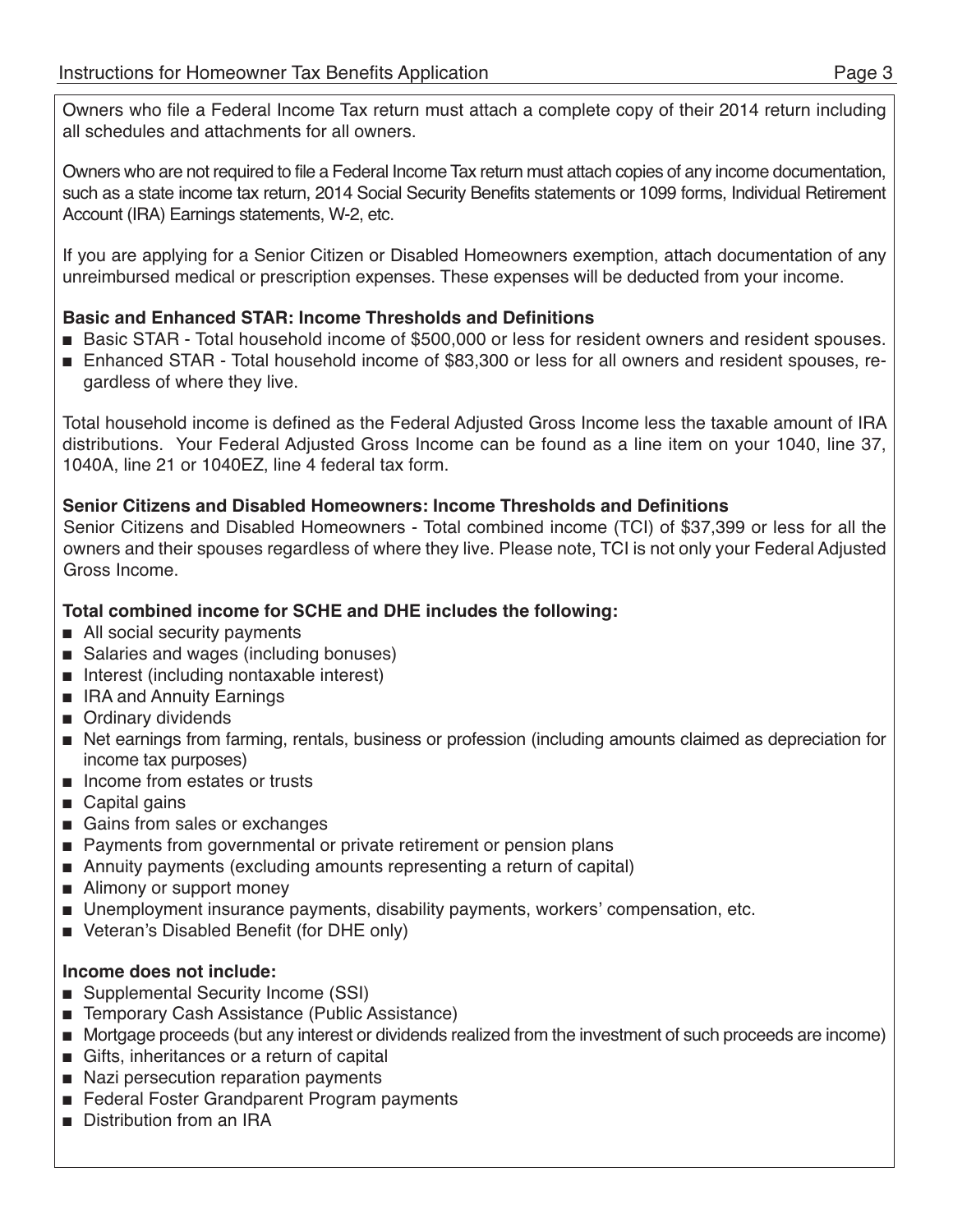Owners who file a Federal Income Tax return must attach a complete copy of their 2014 return including all schedules and attachments for all owners.

Owners who are not required to file a Federal Income Tax return must attach copies of any income documentation, such as a state income tax return, 2014 Social Security Benefits statements or 1099 forms, Individual Retirement Account (IRA) Earnings statements, W-2, etc.

If you are applying for a Senior Citizen or Disabled Homeowners exemption, attach documentation of any unreimbursed medical or prescription expenses. These expenses will be deducted from your income.

**Basic and Enhanced STAR: Income Thresholds and Definitions**

- Basic STAR - Total household income of $500,000 or less for resident owners and resident spouses.
- Enhanced STAR - Total household income of $83,300 or less for all owners and resident spouses, regardless of where they live.

Total household income is defined as the Federal Adjusted Gross Income less the taxable amount of IRA distributions. Your Federal Adjusted Gross Income can be found as a line item on your 1040, line 37, 1040A, line 21 or 1040EZ, line 4 federal tax form.

**Senior Citizens and Disabled Homeowners: Income Thresholds and Definitions**

Senior Citizens and Disabled Homeowners - Total combined income (TCI) of $37,399 or less for all the owners and their spouses regardless of where they live. Please note, TCI is not only your Federal Adjusted Gross Income.

**Total combined income for SCHE and DHE includes the following:**

- All social security payments
- Salaries and wages (including bonuses)
- Interest (including nontaxable interest)
- IRA and Annuity Earnings
- Ordinary dividends
- Net earnings from farming, rentals, business or profession (including amounts claimed as depreciation for income tax purposes)
- Income from estates or trusts
- Capital gains
- Gains from sales or exchanges
- Payments from governmental or private retirement or pension plans
- Annuity payments (excluding amounts representing a return of capital)
- Alimony or support money
- Unemployment insurance payments, disability payments, workers' compensation, etc.
- Veteran's Disabled Benefit (for DHE only)

**Income does not include:**

- Supplemental Security Income (SSI)
- Temporary Cash Assistance (Public Assistance)
- Mortgage proceeds (but any interest or dividends realized from the investment of such proceeds are income)
- Gifts, inheritances or a return of capital
- Nazi persecution reparation payments
- Federal Foster Grandparent Program payments
- Distribution from an IRA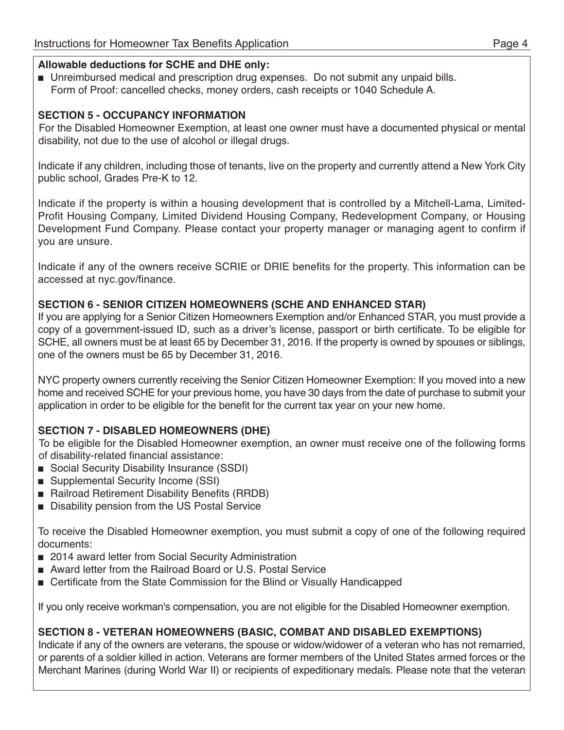**Allowable deductions for SCHE and DHE only:**

- Unreimbursed medical and prescription drug expenses. Do not submit any unpaid bills.
  Form of Proof: cancelled checks, money orders, cash receipts or 1040 Schedule A.

### SECTION 5 - OCCUPANCY INFORMATION

For the Disabled Homeowner Exemption, at least one owner must have a documented physical or mental disability, not due to the use of alcohol or illegal drugs.

Indicate if any children, including those of tenants, live on the property and currently attend a New York City public school, Grades Pre-K to 12.

Indicate if the property is within a housing development that is controlled by a Mitchell-Lama, Limited-Profit Housing Company, Limited Dividend Housing Company, Redevelopment Company, or Housing Development Fund Company. Please contact your property manager or managing agent to confirm if you are unsure.

Indicate if any of the owners receive SCRIE or DRIE benefits for the property. This information can be accessed at nyc.gov/finance.

### SECTION 6 - SENIOR CITIZEN HOMEOWNERS (SCHE AND ENHANCED STAR)

If you are applying for a Senior Citizen Homeowners Exemption and/or Enhanced STAR, you must provide a copy of a government-issued ID, such as a driver's license, passport or birth certificate. To be eligible for SCHE, all owners must be at least 65 by December 31, 2016. If the property is owned by spouses or siblings, one of the owners must be 65 by December 31, 2016.

NYC property owners currently receiving the Senior Citizen Homeowner Exemption: If you moved into a new home and received SCHE for your previous home, you have 30 days from the date of purchase to submit your application in order to be eligible for the benefit for the current tax year on your new home.

### SECTION 7 - DISABLED HOMEOWNERS (DHE)

To be eligible for the Disabled Homeowner exemption, an owner must receive one of the following forms of disability-related financial assistance:

- Social Security Disability Insurance (SSDI)
- Supplemental Security Income (SSI)
- Railroad Retirement Disability Benefits (RRDB)
- Disability pension from the US Postal Service

To receive the Disabled Homeowner exemption, you must submit a copy of one of the following required documents:

- 2014 award letter from Social Security Administration
- Award letter from the Railroad Board or U.S. Postal Service
- Certificate from the State Commission for the Blind or Visually Handicapped

If you only receive workman's compensation, you are not eligible for the Disabled Homeowner exemption.

### SECTION 8 - VETERAN HOMEOWNERS (BASIC, COMBAT AND DISABLED EXEMPTIONS)

Indicate if any of the owners are veterans, the spouse or widow/widower of a veteran who has not remarried, or parents of a soldier killed in action. Veterans are former members of the United States armed forces or the Merchant Marines (during World War II) or recipients of expeditionary medals. Please note that the veteran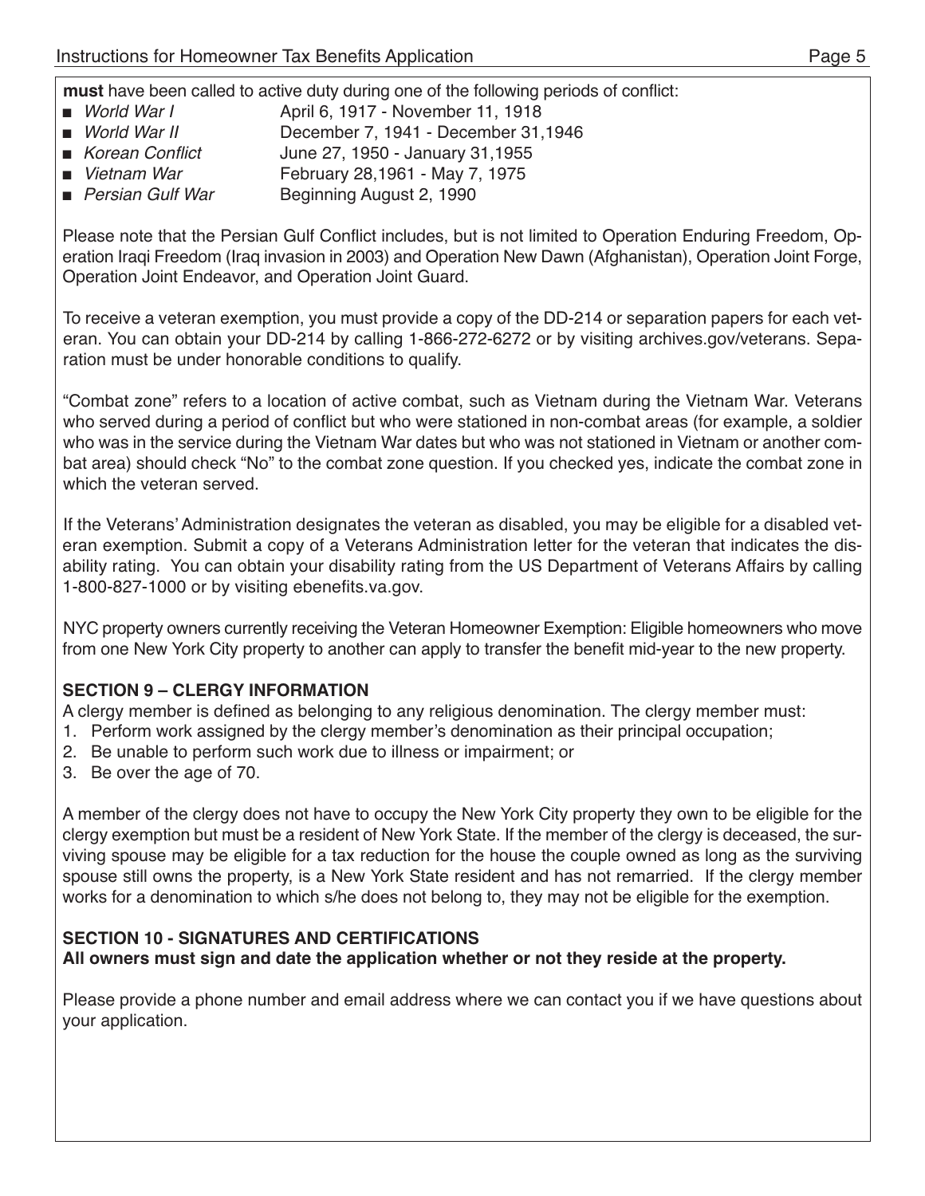**must** have been called to active duty during one of the following periods of conflict:

- *World War I* — April 6, 1917 - November 11, 1918
- *World War II* — December 7, 1941 - December 31,1946
- *Korean Conflict* — June 27, 1950 - January 31,1955
- *Vietnam War* — February 28,1961 - May 7, 1975
- *Persian Gulf War* — Beginning August 2, 1990

Please note that the Persian Gulf Conflict includes, but is not limited to Operation Enduring Freedom, Operation Iraqi Freedom (Iraq invasion in 2003) and Operation New Dawn (Afghanistan), Operation Joint Forge, Operation Joint Endeavor, and Operation Joint Guard.

To receive a veteran exemption, you must provide a copy of the DD-214 or separation papers for each veteran. You can obtain your DD-214 by calling 1-866-272-6272 or by visiting archives.gov/veterans. Separation must be under honorable conditions to qualify.

"Combat zone" refers to a location of active combat, such as Vietnam during the Vietnam War. Veterans who served during a period of conflict but who were stationed in non-combat areas (for example, a soldier who was in the service during the Vietnam War dates but who was not stationed in Vietnam or another combat area) should check "No" to the combat zone question. If you checked yes, indicate the combat zone in which the veteran served.

If the Veterans' Administration designates the veteran as disabled, you may be eligible for a disabled veteran exemption. Submit a copy of a Veterans Administration letter for the veteran that indicates the disability rating. You can obtain your disability rating from the US Department of Veterans Affairs by calling 1-800-827-1000 or by visiting ebenefits.va.gov.

NYC property owners currently receiving the Veteran Homeowner Exemption: Eligible homeowners who move from one New York City property to another can apply to transfer the benefit mid-year to the new property.

### SECTION 9 – CLERGY INFORMATION

A clergy member is defined as belonging to any religious denomination. The clergy member must:

1. Perform work assigned by the clergy member's denomination as their principal occupation;
2. Be unable to perform such work due to illness or impairment; or
3. Be over the age of 70.

A member of the clergy does not have to occupy the New York City property they own to be eligible for the clergy exemption but must be a resident of New York State. If the member of the clergy is deceased, the surviving spouse may be eligible for a tax reduction for the house the couple owned as long as the surviving spouse still owns the property, is a New York State resident and has not remarried. If the clergy member works for a denomination to which s/he does not belong to, they may not be eligible for the exemption.

### SECTION 10 - SIGNATURES AND CERTIFICATIONS

**All owners must sign and date the application whether or not they reside at the property.**

Please provide a phone number and email address where we can contact you if we have questions about your application.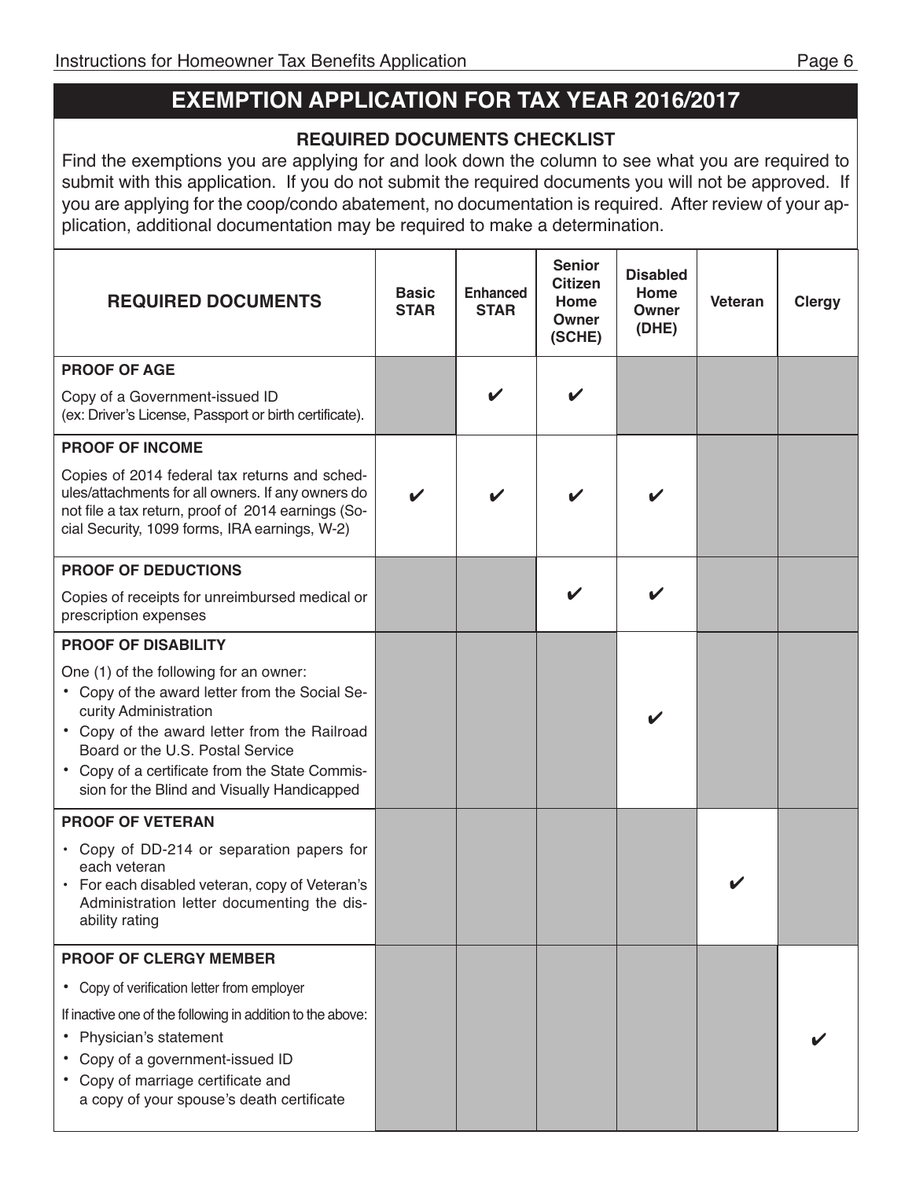## EXEMPTION APPLICATION FOR TAX YEAR 2016/2017

### REQUIRED DOCUMENTS CHECKLIST

Find the exemptions you are applying for and look down the column to see what you are required to submit with this application. If you do not submit the required documents you will not be approved. If you are applying for the coop/condo abatement, no documentation is required. After review of your application, additional documentation may be required to make a determination.

| REQUIRED DOCUMENTS | Basic STAR | Enhanced STAR | Senior Citizen Home Owner (SCHE) | Disabled Home Owner (DHE) | Veteran | Clergy |
|---|---|---|---|---|---|---|
| **PROOF OF AGE**<br>Copy of a Government-issued ID (ex: Driver's License, Passport or birth certificate). | | ✔ | ✔ | | | |
| **PROOF OF INCOME**<br>Copies of 2014 federal tax returns and schedules/attachments for all owners. If any owners do not file a tax return, proof of 2014 earnings (Social Security, 1099 forms, IRA earnings, W-2) | ✔ | ✔ | ✔ | ✔ | | |
| **PROOF OF DEDUCTIONS**<br>Copies of receipts for unreimbursed medical or prescription expenses | | | ✔ | ✔ | | |
| **PROOF OF DISABILITY**<br>One (1) of the following for an owner:<br>• Copy of the award letter from the Social Security Administration<br>• Copy of the award letter from the Railroad Board or the U.S. Postal Service<br>• Copy of a certificate from the State Commission for the Blind and Visually Handicapped | | | | ✔ | | |
| **PROOF OF VETERAN**<br>• Copy of DD-214 or separation papers for each veteran<br>• For each disabled veteran, copy of Veteran's Administration letter documenting the disability rating | | | | | ✔ | |
| **PROOF OF CLERGY MEMBER**<br>• Copy of verification letter from employer<br>If inactive one of the following in addition to the above:<br>• Physician's statement<br>• Copy of a government-issued ID<br>• Copy of marriage certificate and a copy of your spouse's death certificate | | | | | | ✔ |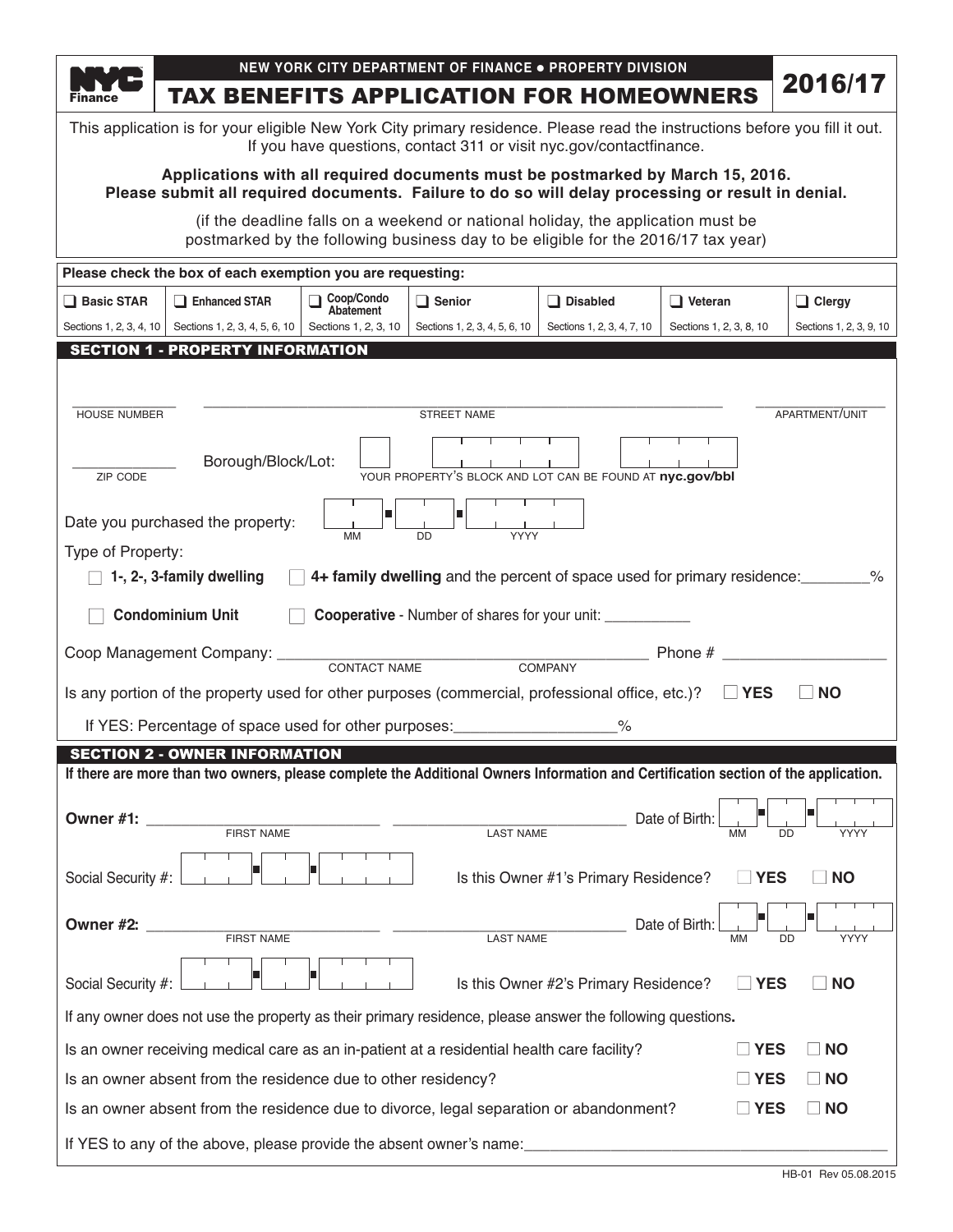NEW YORK CITY DEPARTMENT OF FINANCE ● PROPERTY DIVISION

# TAX BENEFITS APPLICATION FOR HOMEOWNERS

**2016/17**

NYC Finance

This application is for your eligible New York City primary residence. Please read the instructions before you fill it out. If you have questions, contact 311 or visit nyc.gov/contactfinance.

**Applications with all required documents must be postmarked by March 15, 2016.**
**Please submit all required documents. Failure to do so will delay processing or result in denial.**

(if the deadline falls on a weekend or national holiday, the application must be postmarked by the following business day to be eligible for the 2016/17 tax year)

**Please check the box of each exemption you are requesting:**

| ❑ Basic STAR | ❑ Enhanced STAR | ❑ Coop/Condo Abatement | ❑ Senior | ❑ Disabled | ❑ Veteran | ❑ Clergy |
|---|---|---|---|---|---|---|
| Sections 1, 2, 3, 4, 10 | Sections 1, 2, 3, 4, 5, 6, 10 | Sections 1, 2, 3, 10 | Sections 1, 2, 3, 4, 5, 6, 10 | Sections 1, 2, 3, 4, 7, 10 | Sections 1, 2, 3, 8, 10 | Sections 1, 2, 3, 9, 10 |

## SECTION 1 - PROPERTY INFORMATION

___________ HOUSE NUMBER ___________________________ STREET NAME ___________ APARTMENT/UNIT

___________ ZIP CODE Borough/Block/Lot: [ ] [ | | | | ] [ | | | ]

YOUR PROPERTY'S BLOCK AND LOT CAN BE FOUND AT **nyc.gov/bbl**

Date you purchased the property: [MM] ■ [DD] ■ [YYYY]

Type of Property:

☐ **1-, 2-, 3-family dwelling** ☐ **4+ family dwelling** and the percent of space used for primary residence:________%

☐ **Condominium Unit** ☐ **Cooperative** - Number of shares for your unit: ___________

Coop Management Company: ___________ CONTACT NAME ___________ COMPANY Phone # ___________________

Is any portion of the property used for other purposes (commercial, professional office, etc.)? ☐ **YES** ☐ **NO**

If YES: Percentage of space used for other purposes:__________________%

## SECTION 2 - OWNER INFORMATION

**If there are more than two owners, please complete the Additional Owners Information and Certification section of the application.**

**Owner #1:** ___________________________ FIRST NAME ___________________________ LAST NAME Date of Birth: [MM] ■ [DD] ■ [YYYY]

Social Security #: [ | | ] ■ [ | ] ■ [ | | | ] Is this Owner #1's Primary Residence? ☐ **YES** ☐ **NO**

**Owner #2:** ___________________________ FIRST NAME ___________________________ LAST NAME Date of Birth: [MM] ■ [DD] ■ [YYYY]

Social Security #: [ | | ] ■ [ | ] ■ [ | | | ] Is this Owner #2's Primary Residence? ☐ **YES** ☐ **NO**

If any owner does not use the property as their primary residence, please answer the following questions**.**

Is an owner receiving medical care as an in-patient at a residential health care facility? ☐ **YES** ☐ **NO**

Is an owner absent from the residence due to other residency? ☐ **YES** ☐ **NO**

Is an owner absent from the residence due to divorce, legal separation or abandonment? ☐ **YES** ☐ **NO**

If YES to any of the above, please provide the absent owner's name:_____________________________________

HB-01 Rev 05.08.2015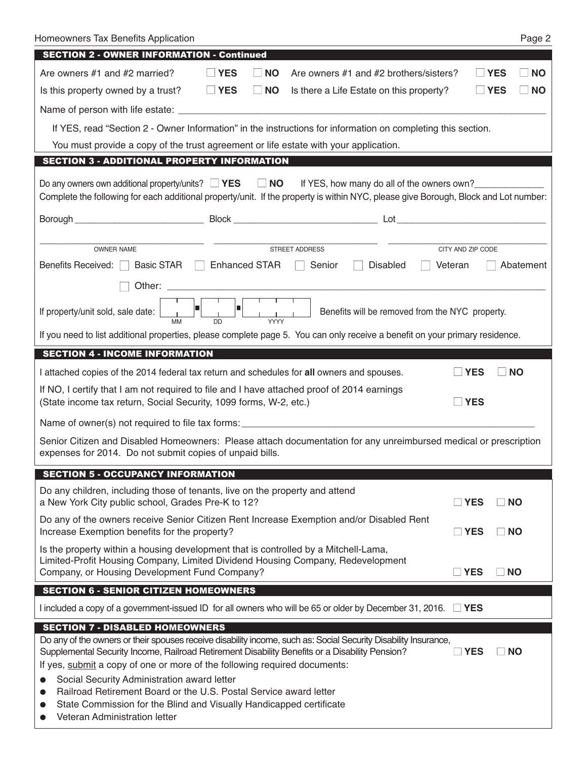## SECTION 2 - OWNER INFORMATION - Continued

Are owners #1 and #2 married? ☐ YES ☐ NO Are owners #1 and #2 brothers/sisters? ☐ YES ☐ NO

Is this property owned by a trust? ☐ YES ☐ NO Is there a Life Estate on this property? ☐ YES ☐ NO

Name of person with life estate: \_\_\_\_\_\_\_\_\_\_\_\_\_\_\_\_\_\_\_\_\_\_\_\_\_\_\_\_\_\_\_\_

If YES, read "Section 2 - Owner Information" in the instructions for information on completing this section.

You must provide a copy of the trust agreement or life estate with your application.

## SECTION 3 - ADDITIONAL PROPERTY INFORMATION

Do any owners own additional property/units? ☐ YES ☐ NO If YES, how many do all of the owners own?\_\_\_\_\_\_\_\_\_\_

Complete the following for each additional property/unit. If the property is within NYC, please give Borough, Block and Lot number:

Borough \_\_\_\_\_\_\_\_\_\_\_\_\_\_\_\_ Block \_\_\_\_\_\_\_\_\_\_\_\_\_\_\_\_ Lot \_\_\_\_\_\_\_\_\_\_\_\_\_\_\_\_

\_\_\_\_\_\_\_\_\_\_\_\_\_\_\_\_ \_\_\_\_\_\_\_\_\_\_\_\_\_\_\_\_ \_\_\_\_\_\_\_\_\_\_\_\_\_\_\_\_
OWNER NAME STREET ADDRESS CITY AND ZIP CODE

Benefits Received: ☐ Basic STAR ☐ Enhanced STAR ☐ Senior ☐ Disabled ☐ Veteran ☐ Abatement

☐ Other: \_\_\_\_\_\_\_\_\_\_\_\_\_\_\_\_\_\_\_\_\_\_\_\_\_\_\_\_\_\_\_\_

If property/unit sold, sale date: [ MM ] [ DD ] [ YYYY ] Benefits will be removed from the NYC property.

If you need to list additional properties, please complete page 5. You can only receive a benefit on your primary residence.

## SECTION 4 - INCOME INFORMATION

I attached copies of the 2014 federal tax return and schedules for **all** owners and spouses. ☐ YES ☐ NO

If NO, I certify that I am not required to file and I have attached proof of 2014 earnings (State income tax return, Social Security, 1099 forms, W-2, etc.) ☐ YES

Name of owner(s) not required to file tax forms: \_\_\_\_\_\_\_\_\_\_\_\_\_\_\_\_\_\_\_\_\_\_\_\_\_\_\_\_\_\_\_\_

Senior Citizen and Disabled Homeowners: Please attach documentation for any unreimbursed medical or prescription expenses for 2014. Do not submit copies of unpaid bills.

## SECTION 5 - OCCUPANCY INFORMATION

Do any children, including those of tenants, live on the property and attend a New York City public school, Grades Pre-K to 12? ☐ YES ☐ NO

Do any of the owners receive Senior Citizen Rent Increase Exemption and/or Disabled Rent Increase Exemption benefits for the property? ☐ YES ☐ NO

Is the property within a housing development that is controlled by a Mitchell-Lama, Limited-Profit Housing Company, Limited Dividend Housing Company, Redevelopment Company, or Housing Development Fund Company? ☐ YES ☐ NO

## SECTION 6 - SENIOR CITIZEN HOMEOWNERS

I included a copy of a government-issued ID for all owners who will be 65 or older by December 31, 2016. ☐ YES

## SECTION 7 - DISABLED HOMEOWNERS

Do any of the owners or their spouses receive disability income, such as: Social Security Disability Insurance, Supplemental Security Income, Railroad Retirement Disability Benefits or a Disability Pension? ☐ YES ☐ NO

If yes, submit a copy of one or more of the following required documents:

- Social Security Administration award letter
- Railroad Retirement Board or the U.S. Postal Service award letter
- State Commission for the Blind and Visually Handicapped certificate
- Veteran Administration letter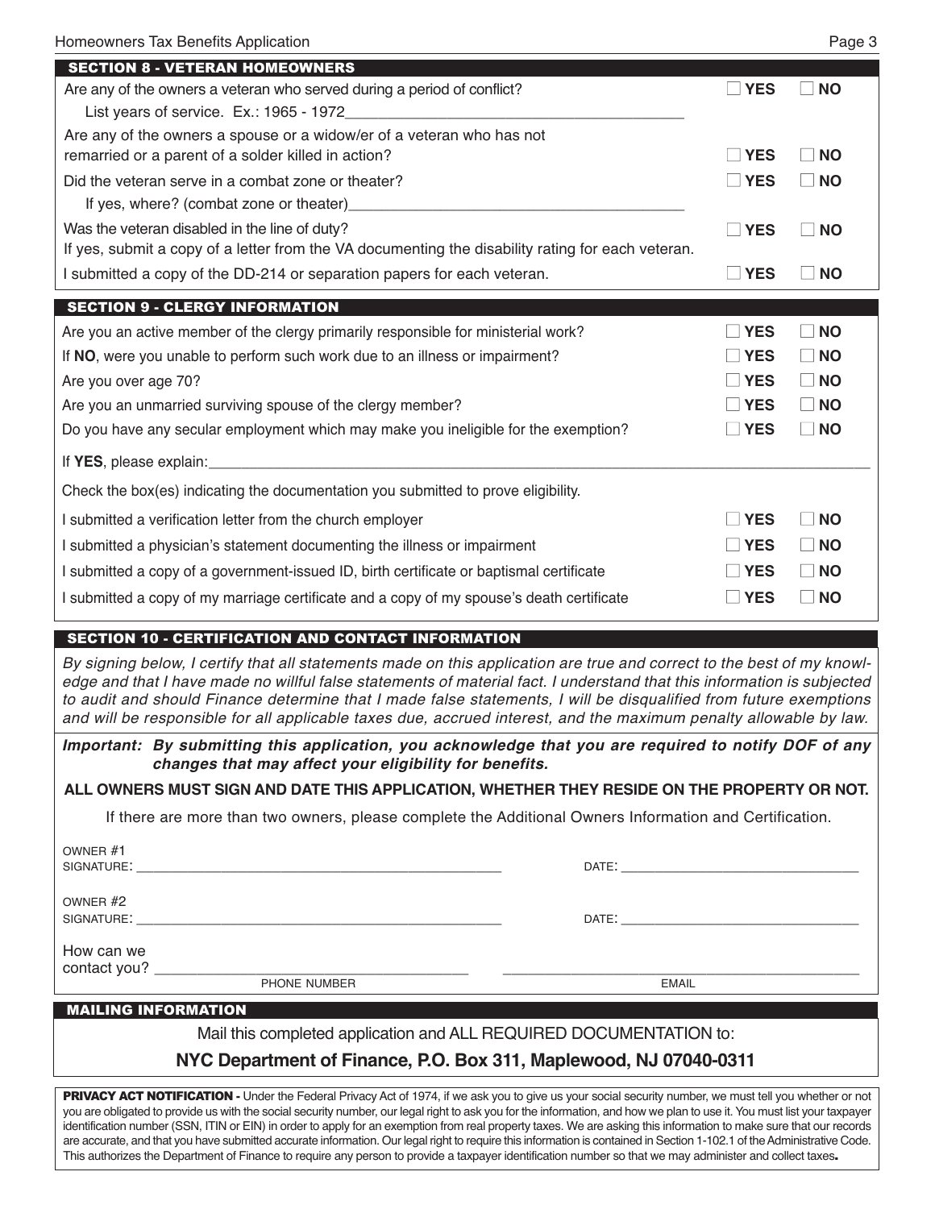## SECTION 8 - VETERAN HOMEOWNERS

| | | |
|---|---|---|
| Are any of the owners a veteran who served during a period of conflict? List years of service. Ex.: 1965 - 1972______________________ | ☐ YES | ☐ NO |
| Are any of the owners a spouse or a widow/er of a veteran who has not remarried or a parent of a solder killed in action? | ☐ YES | ☐ NO |
| Did the veteran serve in a combat zone or theater? If yes, where? (combat zone or theater)______________________ | ☐ YES | ☐ NO |
| Was the veteran disabled in the line of duty? If yes, submit a copy of a letter from the VA documenting the disability rating for each veteran. | ☐ YES | ☐ NO |
| I submitted a copy of the DD-214 or separation papers for each veteran. | ☐ YES | ☐ NO |

## SECTION 9 - CLERGY INFORMATION

| | | |
|---|---|---|
| Are you an active member of the clergy primarily responsible for ministerial work? | ☐ YES | ☐ NO |
| If **NO**, were you unable to perform such work due to an illness or impairment? | ☐ YES | ☐ NO |
| Are you over age 70? | ☐ YES | ☐ NO |
| Are you an unmarried surviving spouse of the clergy member? | ☐ YES | ☐ NO |
| Do you have any secular employment which may make you ineligible for the exemption? | ☐ YES | ☐ NO |

If **YES**, please explain:______________________________________________

Check the box(es) indicating the documentation you submitted to prove eligibility.

| | | |
|---|---|---|
| I submitted a verification letter from the church employer | ☐ YES | ☐ NO |
| I submitted a physician's statement documenting the illness or impairment | ☐ YES | ☐ NO |
| I submitted a copy of a government-issued ID, birth certificate or baptismal certificate | ☐ YES | ☐ NO |
| I submitted a copy of my marriage certificate and a copy of my spouse's death certificate | ☐ YES | ☐ NO |

## SECTION 10 - CERTIFICATION AND CONTACT INFORMATION

*By signing below, I certify that all statements made on this application are true and correct to the best of my knowledge and that I have made no willful false statements of material fact. I understand that this information is subjected to audit and should Finance determine that I made false statements, I will be disqualified from future exemptions and will be responsible for all applicable taxes due, accrued interest, and the maximum penalty allowable by law.*

***Important: By submitting this application, you acknowledge that you are required to notify DOF of any changes that may affect your eligibility for benefits.***

**ALL OWNERS MUST SIGN AND DATE THIS APPLICATION, WHETHER THEY RESIDE ON THE PROPERTY OR NOT.**

If there are more than two owners, please complete the Additional Owners Information and Certification.

OWNER #1
SIGNATURE: ______________________________ DATE: ______________________

OWNER #2
SIGNATURE: ______________________________ DATE: ______________________

How can we contact you? ______________________ (PHONE NUMBER) ______________________ (EMAIL)

## MAILING INFORMATION

Mail this completed application and ALL REQUIRED DOCUMENTATION to:

**NYC Department of Finance, P.O. Box 311, Maplewood, NJ 07040-0311**

**PRIVACY ACT NOTIFICATION -** Under the Federal Privacy Act of 1974, if we ask you to give us your social security number, we must tell you whether or not you are obligated to provide us with the social security number, our legal right to ask you for the information, and how we plan to use it. You must list your taxpayer identification number (SSN, ITIN or EIN) in order to apply for an exemption from real property taxes. We are asking this information to make sure that our records are accurate, and that you have submitted accurate information. Our legal right to require this information is contained in Section 1-102.1 of the Administrative Code. This authorizes the Department of Finance to require any person to provide a taxpayer identification number so that we may administer and collect taxes.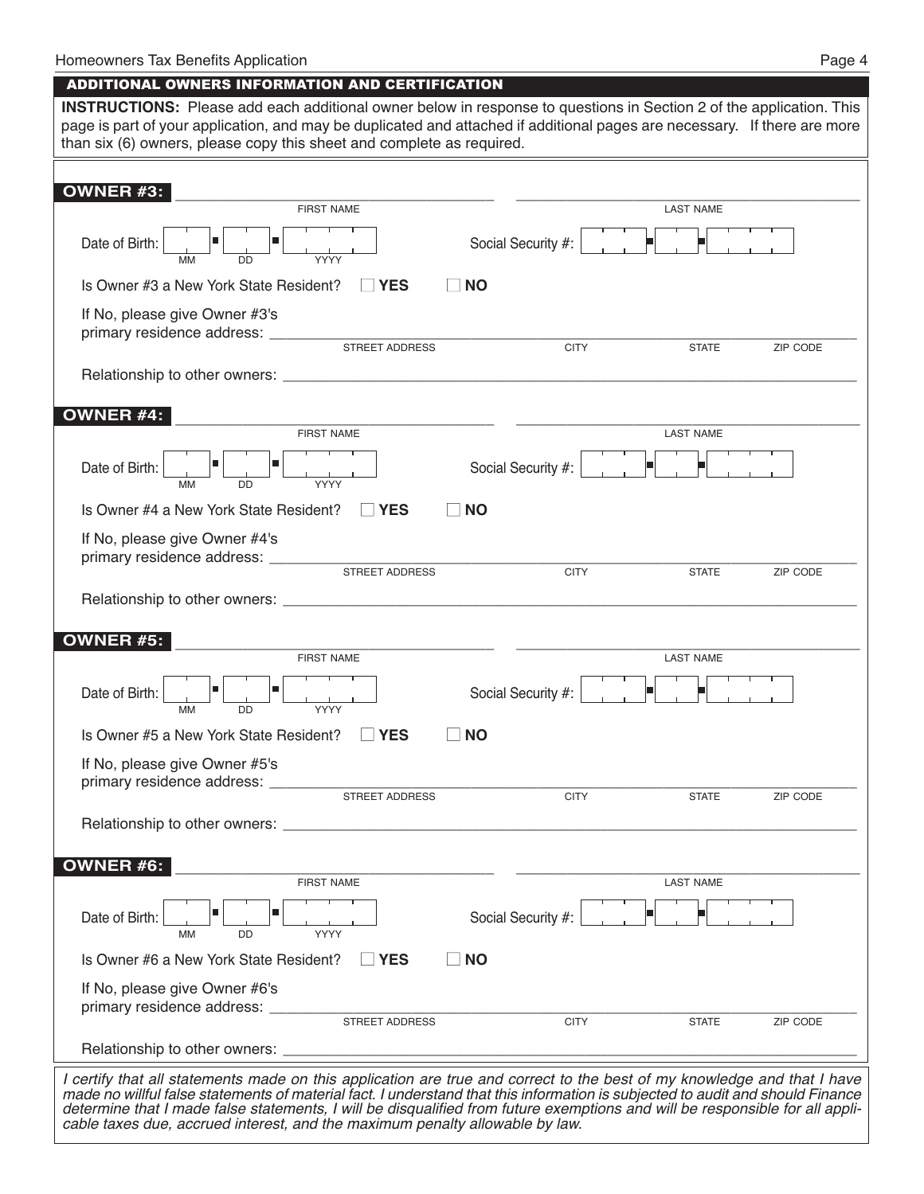## ADDITIONAL OWNERS INFORMATION AND CERTIFICATION

**INSTRUCTIONS:** Please add additional owner below in response to questions in Section 2 of the application. This page is part of your application, and may be duplicated and attached if additional pages are necessary. If there are more than six (6) owners, please copy this sheet and complete as required.

**OWNER #3:** ______________________ FIRST NAME ______________________ LAST NAME

Date of Birth: ____ MM ____ DD ______ YYYY Social Security #: ___ - __ - ____

Is Owner #3 a New York State Resident? ☐ **YES** ☐ **NO**

If No, please give Owner #3's primary residence address: ______________________ STREET ADDRESS __________ CITY ______ STATE ______ ZIP CODE

Relationship to other owners: ______________________________________________

**OWNER #4:** ______________________ FIRST NAME ______________________ LAST NAME

Date of Birth: ____ MM ____ DD ______ YYYY Social Security #: ___ - __ - ____

Is Owner #4 a New York State Resident? ☐ **YES** ☐ **NO**

If No, please give Owner #4's primary residence address: ______________________ STREET ADDRESS __________ CITY ______ STATE ______ ZIP CODE

Relationship to other owners: ______________________________________________

**OWNER #5:** ______________________ FIRST NAME ______________________ LAST NAME

Date of Birth: ____ MM ____ DD ______ YYYY Social Security #: ___ - __ - ____

Is Owner #5 a New York State Resident? ☐ **YES** ☐ **NO**

If No, please give Owner #5's primary residence address: ______________________ STREET ADDRESS __________ CITY ______ STATE ______ ZIP CODE

Relationship to other owners: ______________________________________________

**OWNER #6:** ______________________ FIRST NAME ______________________ LAST NAME

Date of Birth: ____ MM ____ DD ______ YYYY Social Security #: ___ - __ - ____

Is Owner #6 a New York State Resident? ☐ **YES** ☐ **NO**

If No, please give Owner #6's primary residence address: ______________________ STREET ADDRESS __________ CITY ______ STATE ______ ZIP CODE

Relationship to other owners: ______________________________________________

*I certify that all statements made on this application are true and correct to the best of my knowledge and that I have made no willful false statements of material fact. I understand that this information is subjected to audit and should Finance determine that I made false statements, I will be disqualified from future exemptions and will be responsible for all applicable taxes due, accrued interest, and the maximum penalty allowable by law.*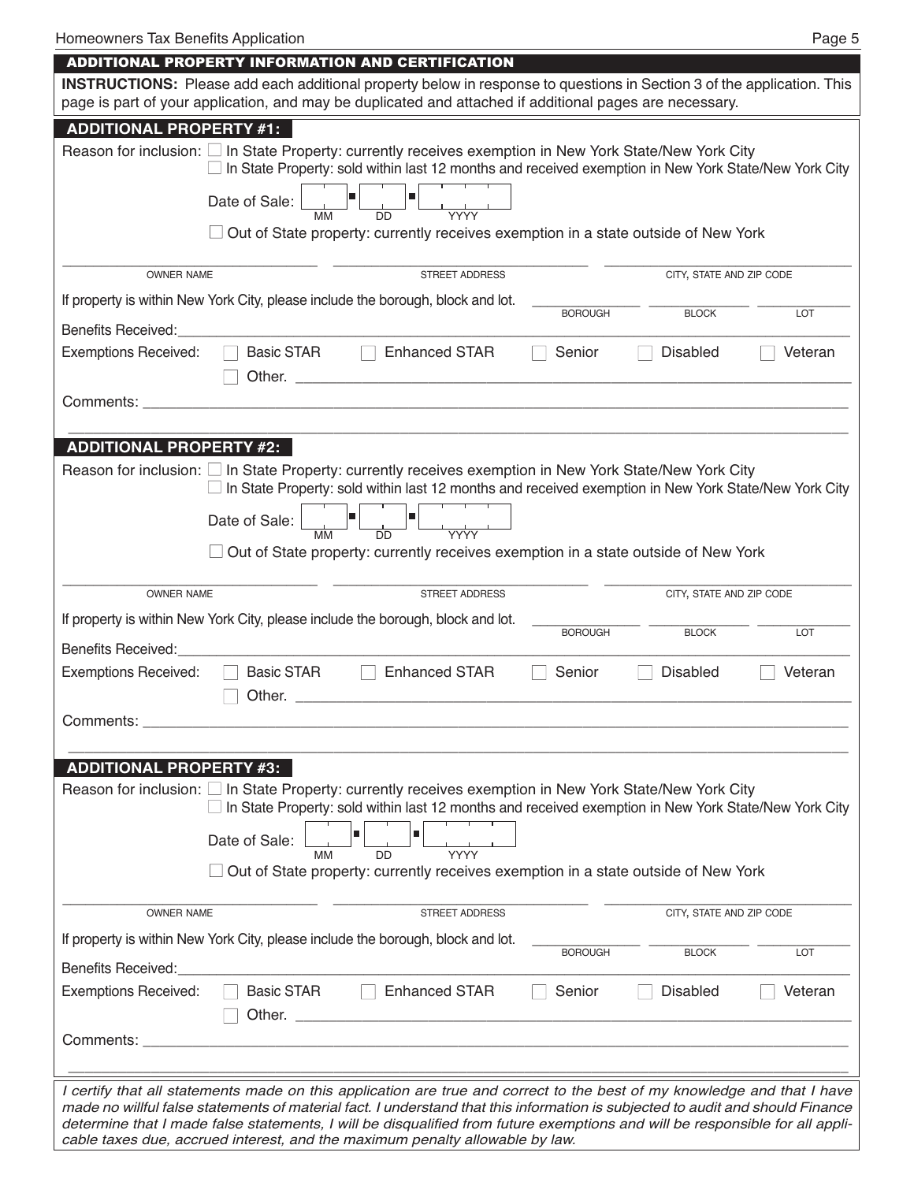## ADDITIONAL PROPERTY INFORMATION AND CERTIFICATION

**INSTRUCTIONS:** Please add each additional property below in response to questions in Section 3 of the application. This page is part of your application, and may be duplicated and attached if additional pages are necessary.

### ADDITIONAL PROPERTY #1:

Reason for inclusion: ☐ In State Property: currently receives exemption in New York State/New York City

☐ In State Property: sold within last 12 months and received exemption in New York State/New York City

Date of Sale: ____ - ____ - ________ (MM DD YYYY)

☐ Out of State property: currently receives exemption in a state outside of New York

_______________ OWNER NAME _______________ STREET ADDRESS _______________ CITY, STATE AND ZIP CODE

If property is within New York City, please include the borough, block and lot. _______ BOROUGH _______ BLOCK _______ LOT

Benefits Received: _______________

Exemptions Received: ☐ Basic STAR ☐ Enhanced STAR ☐ Senior ☐ Disabled ☐ Veteran

☐ Other. _______________

Comments: _______________

### ADDITIONAL PROPERTY #2:

Reason for inclusion: ☐ In State Property: currently receives exemption in New York State/New York City

☐ In State Property: sold within last 12 months and received exemption in New York State/New York City

Date of Sale: ____ - ____ - ________ (MM DD YYYY)

☐ Out of State property: currently receives exemption in a state outside of New York

_______________ OWNER NAME _______________ STREET ADDRESS _______________ CITY, STATE AND ZIP CODE

If property is within New York City, please include the borough, block and lot. _______ BOROUGH _______ BLOCK _______ LOT

Benefits Received: _______________

Exemptions Received: ☐ Basic STAR ☐ Enhanced STAR ☐ Senior ☐ Disabled ☐ Veteran

☐ Other. _______________

Comments: _______________

### ADDITIONAL PROPERTY #3:

Reason for inclusion: ☐ In State Property: currently receives exemption in New York State/New York City

☐ In State Property: sold within last 12 months and received exemption in New York State/New York City

Date of Sale: ____ - ____ - ________ (MM DD YYYY)

☐ Out of State property: currently receives exemption in a state outside of New York

_______________ OWNER NAME _______________ STREET ADDRESS _______________ CITY, STATE AND ZIP CODE

If property is within New York City, please include the borough, block and lot. _______ BOROUGH _______ BLOCK _______ LOT

Benefits Received: _______________

Exemptions Received: ☐ Basic STAR ☐ Enhanced STAR ☐ Senior ☐ Disabled ☐ Veteran

☐ Other. _______________

Comments: _______________

*I certify that all statements made on this application are true and correct to the best of my knowledge and that I have made no willful false statements of material fact. I understand that this information is subjected to audit and should Finance determine that I made false statements, I will be disqualified from future exemptions and will be responsible for all applicable taxes due, accrued interest, and the maximum penalty allowable by law.*